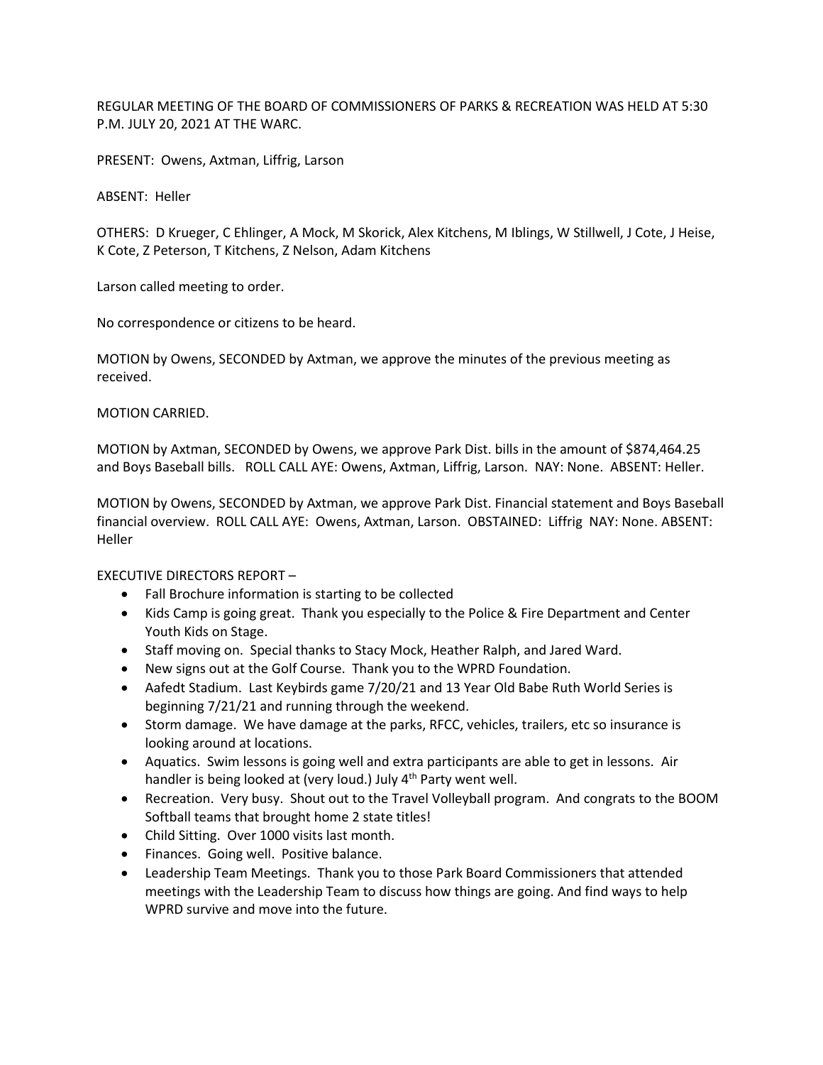REGULAR MEETING OF THE BOARD OF COMMISSIONERS OF PARKS & RECREATION WAS HELD AT 5:30 P.M. JULY 20, 2021 AT THE WARC.

PRESENT: Owens, Axtman, Liffrig, Larson

ABSENT: Heller

OTHERS: D Krueger, C Ehlinger, A Mock, M Skorick, Alex Kitchens, M Iblings, W Stillwell, J Cote, J Heise, K Cote, Z Peterson, T Kitchens, Z Nelson, Adam Kitchens

Larson called meeting to order.

No correspondence or citizens to be heard.

MOTION by Owens, SECONDED by Axtman, we approve the minutes of the previous meeting as received.

MOTION CARRIED.

MOTION by Axtman, SECONDED by Owens, we approve Park Dist. bills in the amount of $874,464.25 and Boys Baseball bills. ROLL CALL AYE: Owens, Axtman, Liffrig, Larson. NAY: None. ABSENT: Heller.

MOTION by Owens, SECONDED by Axtman, we approve Park Dist. Financial statement and Boys Baseball financial overview. ROLL CALL AYE: Owens, Axtman, Larson. OBSTAINED: Liffrig NAY: None. ABSENT: Heller

EXECUTIVE DIRECTORS REPORT –

- Fall Brochure information is starting to be collected
- Kids Camp is going great. Thank you especially to the Police & Fire Department and Center Youth Kids on Stage.
- Staff moving on. Special thanks to Stacy Mock, Heather Ralph, and Jared Ward.
- New signs out at the Golf Course. Thank you to the WPRD Foundation.
- Aafedt Stadium. Last Keybirds game 7/20/21 and 13 Year Old Babe Ruth World Series is beginning 7/21/21 and running through the weekend.
- Storm damage. We have damage at the parks, RFCC, vehicles, trailers, etc so insurance is looking around at locations.
- Aquatics. Swim lessons is going well and extra participants are able to get in lessons. Air handler is being looked at (very loud.) July 4th Party went well.
- Recreation. Very busy. Shout out to the Travel Volleyball program. And congrats to the BOOM Softball teams that brought home 2 state titles!
- Child Sitting. Over 1000 visits last month.
- Finances. Going well. Positive balance.
- Leadership Team Meetings. Thank you to those Park Board Commissioners that attended meetings with the Leadership Team to discuss how things are going. And find ways to help WPRD survive and move into the future.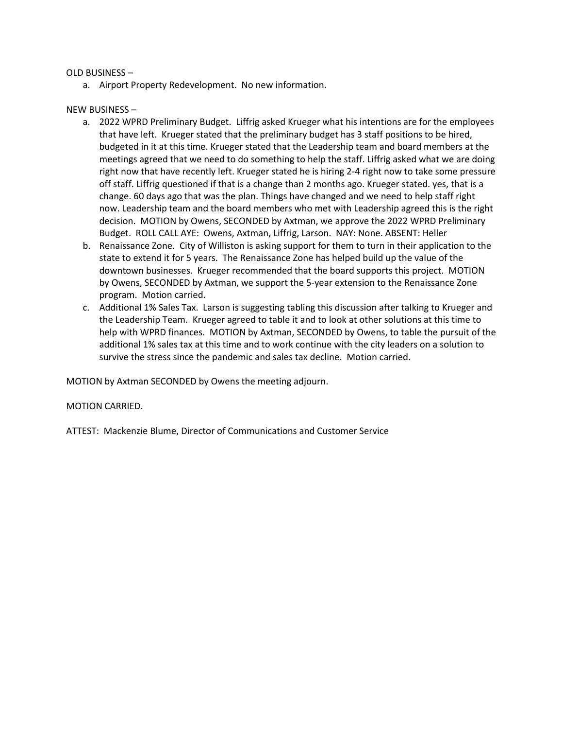OLD BUSINESS –

a. Airport Property Redevelopment. No new information.

NEW BUSINESS –

a. 2022 WPRD Preliminary Budget. Liffrig asked Krueger what his intentions are for the employees that have left. Krueger stated that the preliminary budget has 3 staff positions to be hired, budgeted in it at this time. Krueger stated that the Leadership team and board members at the meetings agreed that we need to do something to help the staff. Liffrig asked what we are doing right now that have recently left. Krueger stated he is hiring 2-4 right now to take some pressure off staff. Liffrig questioned if that is a change than 2 months ago. Krueger stated. yes, that is a change. 60 days ago that was the plan. Things have changed and we need to help staff right now. Leadership team and the board members who met with Leadership agreed this is the right decision. MOTION by Owens, SECONDED by Axtman, we approve the 2022 WPRD Preliminary Budget. ROLL CALL AYE: Owens, Axtman, Liffrig, Larson. NAY: None. ABSENT: Heller

b. Renaissance Zone. City of Williston is asking support for them to turn in their application to the state to extend it for 5 years. The Renaissance Zone has helped build up the value of the downtown businesses. Krueger recommended that the board supports this project. MOTION by Owens, SECONDED by Axtman, we support the 5-year extension to the Renaissance Zone program. Motion carried.

c. Additional 1% Sales Tax. Larson is suggesting tabling this discussion after talking to Krueger and the Leadership Team. Krueger agreed to table it and to look at other solutions at this time to help with WPRD finances. MOTION by Axtman, SECONDED by Owens, to table the pursuit of the additional 1% sales tax at this time and to work continue with the city leaders on a solution to survive the stress since the pandemic and sales tax decline. Motion carried.

MOTION by Axtman SECONDED by Owens the meeting adjourn.

MOTION CARRIED.

ATTEST: Mackenzie Blume, Director of Communications and Customer Service